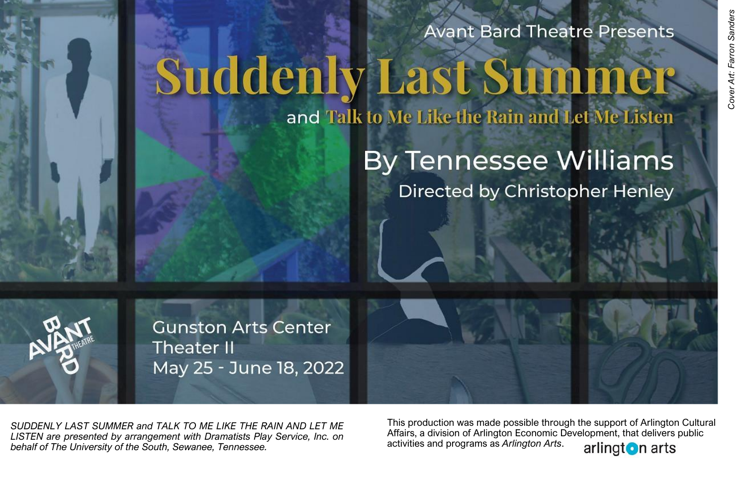Avant Bard Theatre Presents

# Suddenly Last Summer

## and Talk to Me Like the Rain and Let Me Listen

## By Tennessee Williams

### Directed by Christopher Henley

Gunston Arts Center
Theater II
May 25 - June 18, 2022

AVANT BARD THEATRE

*Cover Art: Farron Sanders*

*SUDDENLY LAST SUMMER and TALK TO ME LIKE THE RAIN AND LET ME LISTEN are presented by arrangement with Dramatists Play Service, Inc. on behalf of The University of the South, Sewanee, Tennessee.*

This production was made possible through the support of Arlington Cultural Affairs, a division of Arlington Economic Development, that delivers public activities and programs as *Arlington Arts*.

arlington arts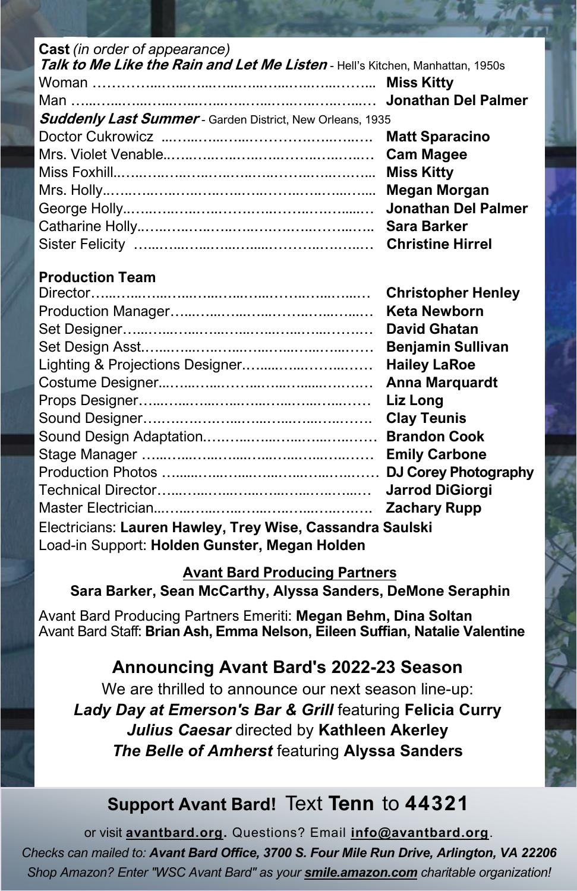**Cast** *(in order of appearance)*

***Talk to Me Like the Rain and Let Me Listen*** - Hell's Kitchen, Manhattan, 1950s

Woman …………………………………………… **Miss Kitty**
Man …………………………………………………… **Jonathan Del Palmer**

***Suddenly Last Summer*** - Garden District, New Orleans, 1935

Doctor Cukrowicz …………………………………… **Matt Sparacino**
Mrs. Violet Venable…………………………………… **Cam Magee**
Miss Foxhill…………………………………………… **Miss Kitty**
Mrs. Holly……………………………………………… **Megan Morgan**
George Holly…………………………………………… **Jonathan Del Palmer**
Catharine Holly………………………………………… **Sara Barker**
Sister Felicity ………………………………………… **Christine Hirrel**

**Production Team**

Director…………………………………………………… **Christopher Henley**
Production Manager…………………………………… **Keta Newborn**
Set Designer…………………………………………… **David Ghatan**
Set Design Asst.……………………………………… **Benjamin Sullivan**
Lighting & Projections Designer…………………… **Hailey LaRoe**
Costume Designer……………………………………… **Anna Marquardt**
Props Designer………………………………………… **Liz Long**
Sound Designer………………………………………… **Clay Teunis**
Sound Design Adaptation…………………………… **Brandon Cook**
Stage Manager ………………………………………… **Emily Carbone**
Production Photos …………………………………… **DJ Corey Photography**
Technical Director……………………………………… **Jarrod DiGiorgi**
Master Electrician……………………………………… **Zachary Rupp**

Electricians: **Lauren Hawley, Trey Wise, Cassandra Saulski**
Load-in Support: **Holden Gunster, Megan Holden**

**Avant Bard Producing Partners**

**Sara Barker, Sean McCarthy, Alyssa Sanders, DeMone Seraphin**

Avant Bard Producing Partners Emeriti: **Megan Behm, Dina Soltan**
Avant Bard Staff: **Brian Ash, Emma Nelson, Eileen Suffian, Natalie Valentine**

## Announcing Avant Bard's 2022-23 Season

We are thrilled to announce our next season line-up:

***Lady Day at Emerson's Bar & Grill*** featuring **Felicia Curry**
***Julius Caesar*** directed by **Kathleen Akerley**
***The Belle of Amherst*** featuring **Alyssa Sanders**

**Support Avant Bard!** Text **Tenn** to **44321**

or visit **avantbard.org.** Questions? Email **info@avantbard.org**.

*Checks can mailed to:* ***Avant Bard Office, 3700 S. Four Mile Run Drive, Arlington, VA 22206***

*Shop Amazon? Enter "WSC Avant Bard" as your* ***smile.amazon.com*** *charitable organization!*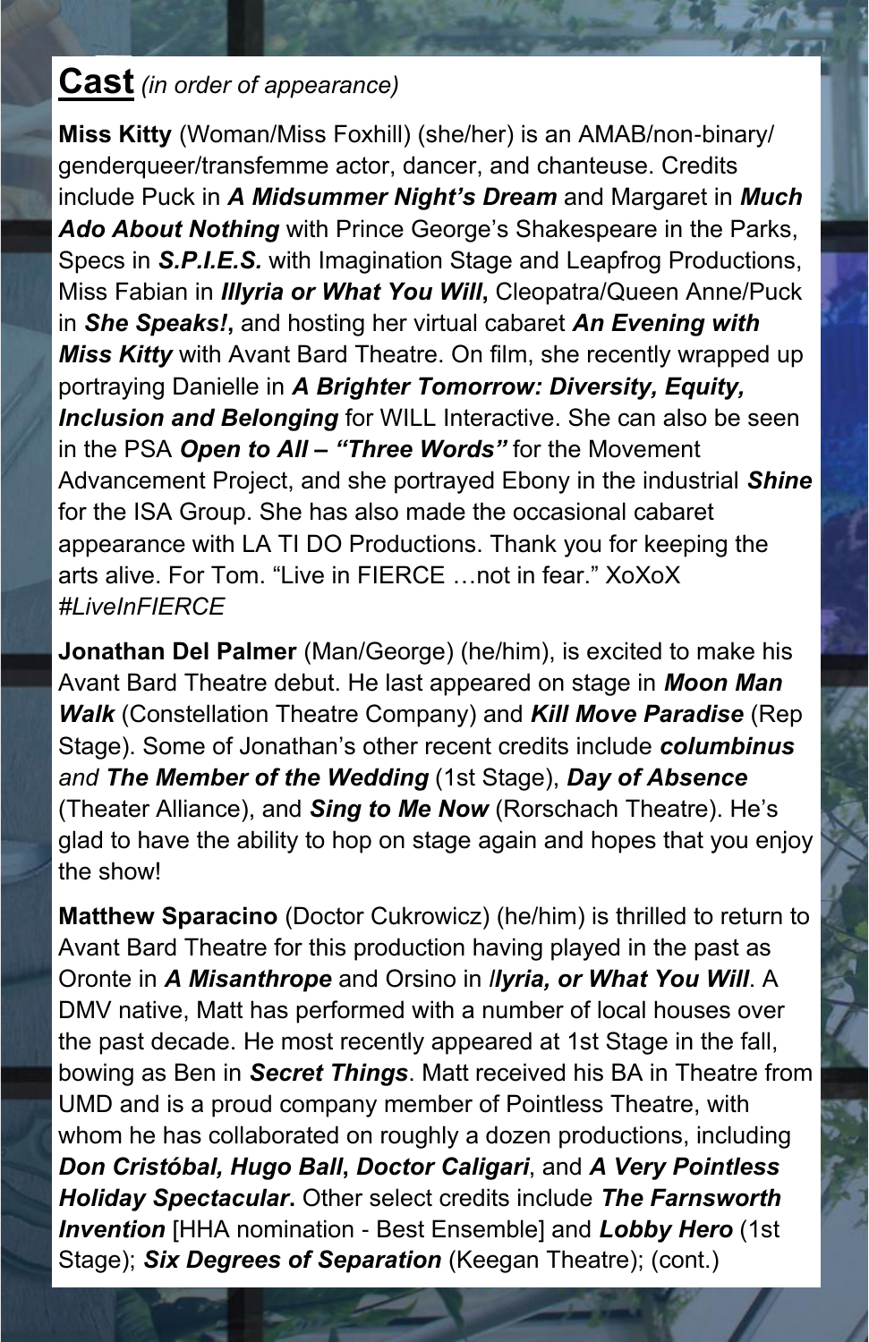## Cast *(in order of appearance)*

**Miss Kitty** (Woman/Miss Foxhill) (she/her) is an AMAB/non-binary/genderqueer/transfemme actor, dancer, and chanteuse. Credits include Puck in ***A Midsummer Night's Dream*** and Margaret in ***Much Ado About Nothing*** with Prince George's Shakespeare in the Parks, Specs in ***S.P.I.E.S.*** with Imagination Stage and Leapfrog Productions, Miss Fabian in ***Illyria or What You Will*****,** Cleopatra/Queen Anne/Puck in ***She Speaks!*****,** and hosting her virtual cabaret ***An Evening with Miss Kitty*** with Avant Bard Theatre. On film, she recently wrapped up portraying Danielle in ***A Brighter Tomorrow: Diversity, Equity, Inclusion and Belonging*** for WILL Interactive. She can also be seen in the PSA ***Open to All – "Three Words"*** for the Movement Advancement Project, and she portrayed Ebony in the industrial ***Shine*** for the ISA Group. She has also made the occasional cabaret appearance with LA TI DO Productions. Thank you for keeping the arts alive. For Tom. "Live in FIERCE …not in fear." XoXoX *#LiveInFIERCE*

**Jonathan Del Palmer** (Man/George) (he/him), is excited to make his Avant Bard Theatre debut. He last appeared on stage in ***Moon Man Walk*** (Constellation Theatre Company) and ***Kill Move Paradise*** (Rep Stage). Some of Jonathan's other recent credits include ***columbinus*** *and* ***The Member of the Wedding*** (1st Stage), ***Day of Absence*** (Theater Alliance), and ***Sing to Me Now*** (Rorschach Theatre). He's glad to have the ability to hop on stage again and hopes that you enjoy the show!

**Matthew Sparacino** (Doctor Cukrowicz) (he/him) is thrilled to return to Avant Bard Theatre for this production having played in the past as Oronte in ***A Misanthrope*** and Orsino in ***Ilyria, or What You Will***. A DMV native, Matt has performed with a number of local houses over the past decade. He most recently appeared at 1st Stage in the fall, bowing as Ben in ***Secret Things***. Matt received his BA in Theatre from UMD and is a proud company member of Pointless Theatre, with whom he has collaborated on roughly a dozen productions, including ***Don Cristóbal, Hugo Ball*****,** ***Doctor Caligari***, and ***A Very Pointless Holiday Spectacular*****.** Other select credits include ***The Farnsworth Invention*** [HHA nomination - Best Ensemble] and ***Lobby Hero*** (1st Stage); ***Six Degrees of Separation*** (Keegan Theatre); (cont.)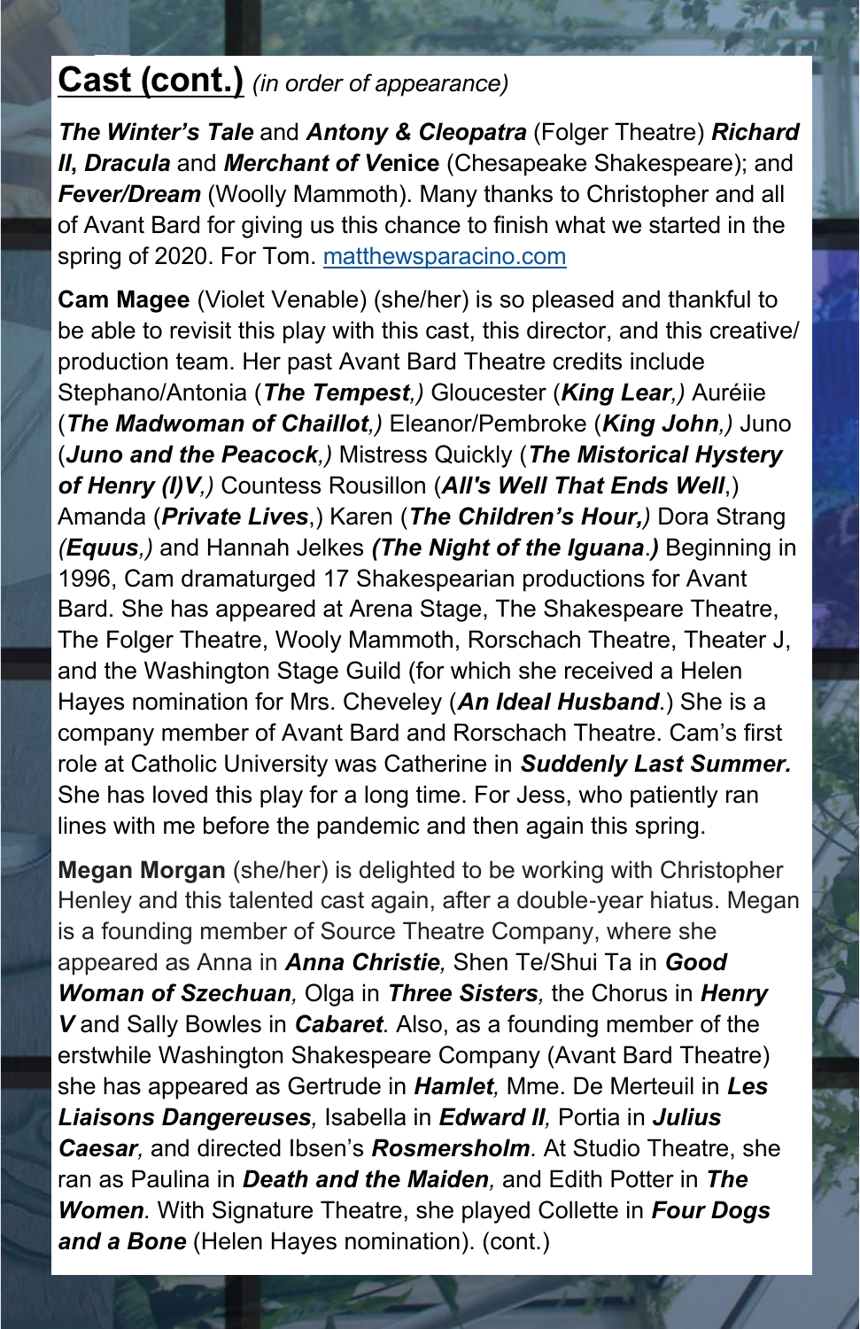# Cast (cont.) *(in order of appearance)*

***The Winter's Tale*** and ***Antony & Cleopatra*** (Folger Theatre) ***Richard II, Dracula*** and ***Merchant of Venice*** (Chesapeake Shakespeare); and ***Fever/Dream*** (Woolly Mammoth). Many thanks to Christopher and all of Avant Bard for giving us this chance to finish what we started in the spring of 2020. For Tom. [matthewsparacino.com](matthewsparacino.com)

**Cam Magee** (Violet Venable) (she/her) is so pleased and thankful to be able to revisit this play with this cast, this director, and this creative/production team. Her past Avant Bard Theatre credits include Stephano/Antonia (***The Tempest****,)* Gloucester (***King Lear****,)* Auréiie (***The Madwoman of Chaillot****,)* Eleanor/Pembroke (***King John****,)* Juno (***Juno and the Peacock****,)* Mistress Quickly (***The Mistorical Hystery of Henry (I)V****,)* Countess Rousillon (***All's Well That Ends Well***,) Amanda (***Private Lives***,) Karen (***The Children's Hour,****)* Dora Strang *(****Equus****,)* and Hannah Jelkes ***(The Night of the Iguana.)*** Beginning in 1996, Cam dramaturged 17 Shakespearian productions for Avant Bard. She has appeared at Arena Stage, The Shakespeare Theatre, The Folger Theatre, Wooly Mammoth, Rorschach Theatre, Theater J, and the Washington Stage Guild (for which she received a Helen Hayes nomination for Mrs. Cheveley (***An Ideal Husband***.) She is a company member of Avant Bard and Rorschach Theatre. Cam's first role at Catholic University was Catherine in ***Suddenly Last Summer.*** She has loved this play for a long time. For Jess, who patiently ran lines with me before the pandemic and then again this spring.

**Megan Morgan** (she/her) is delighted to be working with Christopher Henley and this talented cast again, after a double-year hiatus. Megan is a founding member of Source Theatre Company, where she appeared as Anna in ***Anna Christie****,* Shen Te/Shui Ta in ***Good Woman of Szechuan****,* Olga in ***Three Sisters****,* the Chorus in ***Henry V*** and Sally Bowles in ***Cabaret****.* Also, as a founding member of the erstwhile Washington Shakespeare Company (Avant Bard Theatre) she has appeared as Gertrude in ***Hamlet****,* Mme. De Merteuil in ***Les Liaisons Dangereuses****,* Isabella in ***Edward II****,* Portia in ***Julius Caesar****,* and directed Ibsen's ***Rosmersholm****.* At Studio Theatre, she ran as Paulina in ***Death and the Maiden****,* and Edith Potter in ***The Women****.* With Signature Theatre, she played Collette in ***Four Dogs and a Bone*** (Helen Hayes nomination). (cont.)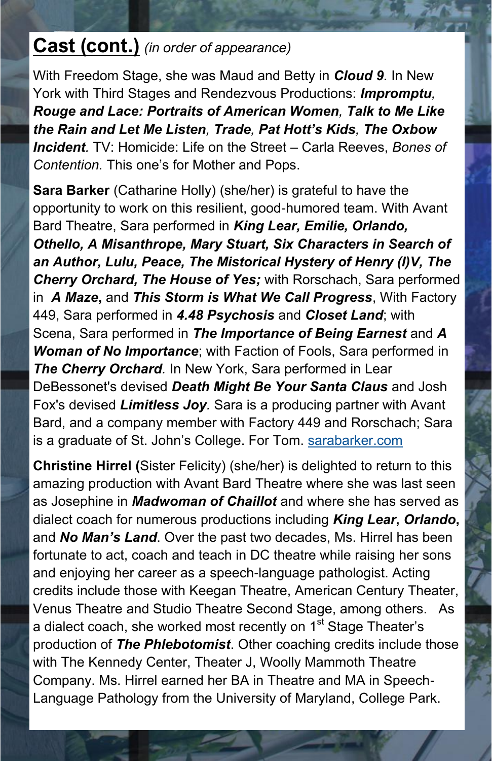## Cast (cont.) *(in order of appearance)*

With Freedom Stage, she was Maud and Betty in ***Cloud 9***. In New York with Third Stages and Rendezvous Productions: ***Impromptu, Rouge and Lace: Portraits of American Women, Talk to Me Like the Rain and Let Me Listen, Trade, Pat Hott's Kids, The Oxbow Incident***. TV: Homicide: Life on the Street – Carla Reeves, *Bones of Contention.* This one's for Mother and Pops.

**Sara Barker** (Catharine Holly) (she/her) is grateful to have the opportunity to work on this resilient, good-humored team. With Avant Bard Theatre, Sara performed in ***King Lear, Emilie, Orlando, Othello, A Misanthrope, Mary Stuart, Six Characters in Search of an Author, Lulu, Peace, The Mistorical Hystery of Henry (I)V, The Cherry Orchard, The House of Yes;*** with Rorschach, Sara performed in ***A Maze***, and ***This Storm is What We Call Progress***, With Factory 449, Sara performed in ***4.48 Psychosis*** and ***Closet Land***; with Scena, Sara performed in ***The Importance of Being Earnest*** and ***A Woman of No Importance***; with Faction of Fools, Sara performed in ***The Cherry Orchard***. In New York, Sara performed in Lear DeBessonet's devised ***Death Might Be Your Santa Claus*** and Josh Fox's devised ***Limitless Joy***. Sara is a producing partner with Avant Bard, and a company member with Factory 449 and Rorschach; Sara is a graduate of St. John's College. For Tom. [sarabarker.com](sarabarker.com)

**Christine Hirrel (**Sister Felicity) (she/her) is delighted to return to this amazing production with Avant Bard Theatre where she was last seen as Josephine in ***Madwoman of Chaillot*** and where she has served as dialect coach for numerous productions including ***King Lear*, *Orlando*,** and ***No Man's Land***. Over the past two decades, Ms. Hirrel has been fortunate to act, coach and teach in DC theatre while raising her sons and enjoying her career as a speech-language pathologist. Acting credits include those with Keegan Theatre, American Century Theater, Venus Theatre and Studio Theatre Second Stage, among others. As a dialect coach, she worked most recently on 1st Stage Theater's production of ***The Phlebotomist***. Other coaching credits include those with The Kennedy Center, Theater J, Woolly Mammoth Theatre Company. Ms. Hirrel earned her BA in Theatre and MA in Speech-Language Pathology from the University of Maryland, College Park.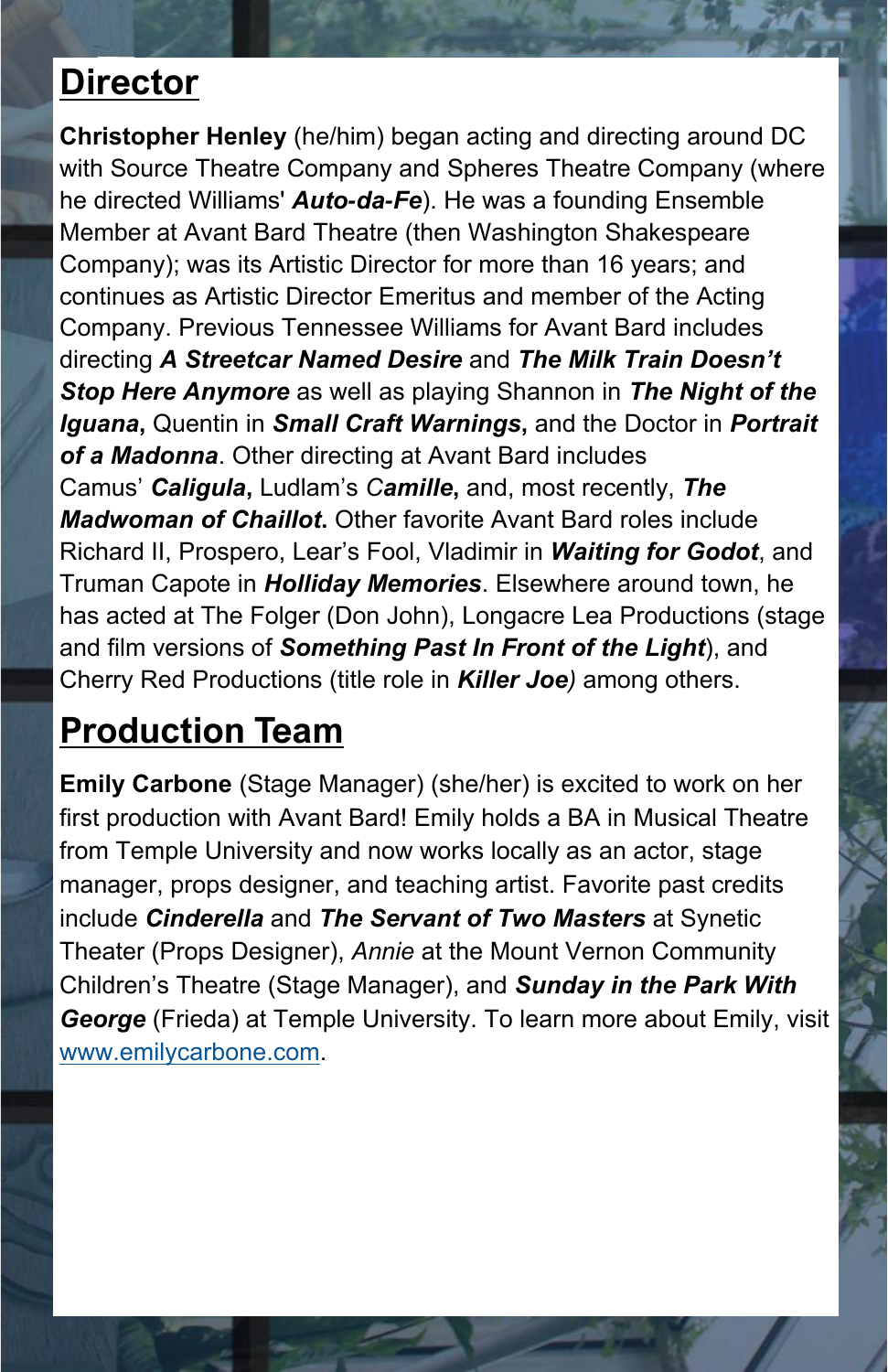## Director

**Christopher Henley** (he/him) began acting and directing around DC with Source Theatre Company and Spheres Theatre Company (where he directed Williams' ***Auto-da-Fe***). He was a founding Ensemble Member at Avant Bard Theatre (then Washington Shakespeare Company); was its Artistic Director for more than 16 years; and continues as Artistic Director Emeritus and member of the Acting Company. Previous Tennessee Williams for Avant Bard includes directing ***A Streetcar Named Desire*** and ***The Milk Train Doesn't Stop Here Anymore*** as well as playing Shannon in ***The Night of the Iguana*,** Quentin in ***Small Craft Warnings*,** and the Doctor in ***Portrait of a Madonna***. Other directing at Avant Bard includes Camus' ***Caligula*,** Ludlam's *C**amille*,** and, most recently, ***The Madwoman of Chaillot*.** Other favorite Avant Bard roles include Richard II, Prospero, Lear's Fool, Vladimir in ***Waiting for Godot***, and Truman Capote in ***Holliday Memories***. Elsewhere around town, he has acted at The Folger (Don John), Longacre Lea Productions (stage and film versions of ***Something Past In Front of the Light***), and Cherry Red Productions (title role in ***Killer Joe***) among others.

## Production Team

**Emily Carbone** (Stage Manager) (she/her) is excited to work on her first production with Avant Bard! Emily holds a BA in Musical Theatre from Temple University and now works locally as an actor, stage manager, props designer, and teaching artist. Favorite past credits include ***Cinderella*** and ***The Servant of Two Masters*** at Synetic Theater (Props Designer), *Annie* at the Mount Vernon Community Children's Theatre (Stage Manager), and ***Sunday in the Park With George*** (Frieda) at Temple University. To learn more about Emily, visit www.emilycarbone.com.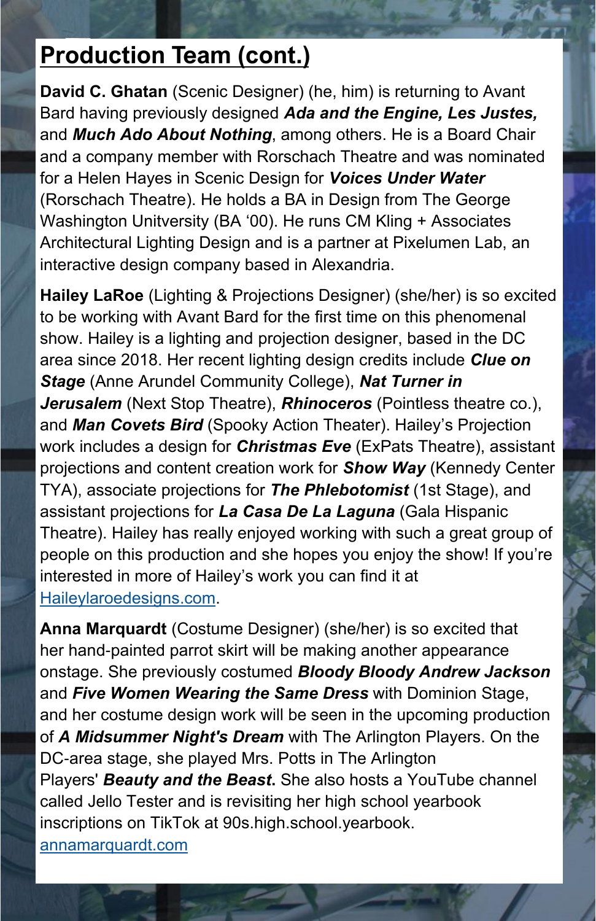## Production Team (cont.)

**David C. Ghatan** (Scenic Designer) (he, him) is returning to Avant Bard having previously designed ***Ada and the Engine, Les Justes,*** and ***Much Ado About Nothing***, among others. He is a Board Chair and a company member with Rorschach Theatre and was nominated for a Helen Hayes in Scenic Design for ***Voices Under Water*** (Rorschach Theatre). He holds a BA in Design from The George Washington Unitversity (BA '00). He runs CM Kling + Associates Architectural Lighting Design and is a partner at Pixelumen Lab, an interactive design company based in Alexandria.

**Hailey LaRoe** (Lighting & Projections Designer) (she/her) is so excited to be working with Avant Bard for the first time on this phenomenal show. Hailey is a lighting and projection designer, based in the DC area since 2018. Her recent lighting design credits include ***Clue on Stage*** (Anne Arundel Community College), ***Nat Turner in Jerusalem*** (Next Stop Theatre), ***Rhinoceros*** (Pointless theatre co.), and ***Man Covets Bird*** (Spooky Action Theater). Hailey's Projection work includes a design for ***Christmas Eve*** (ExPats Theatre), assistant projections and content creation work for ***Show Way*** (Kennedy Center TYA), associate projections for ***The Phlebotomist*** (1st Stage), and assistant projections for ***La Casa De La Laguna*** (Gala Hispanic Theatre). Hailey has really enjoyed working with such a great group of people on this production and she hopes you enjoy the show! If you're interested in more of Hailey's work you can find it at [Haileylaroedesigns.com](Haileylaroedesigns.com).

**Anna Marquardt** (Costume Designer) (she/her) is so excited that her hand-painted parrot skirt will be making another appearance onstage. She previously costumed ***Bloody Bloody Andrew Jackson*** and ***Five Women Wearing the Same Dress*** with Dominion Stage, and her costume design work will be seen in the upcoming production of ***A Midsummer Night's Dream*** with The Arlington Players. On the DC-area stage, she played Mrs. Potts in The Arlington Players' ***Beauty and the Beast*****.** She also hosts a YouTube channel called Jello Tester and is revisiting her high school yearbook inscriptions on TikTok at 90s.high.school.yearbook. [annamarquardt.com](annamarquardt.com)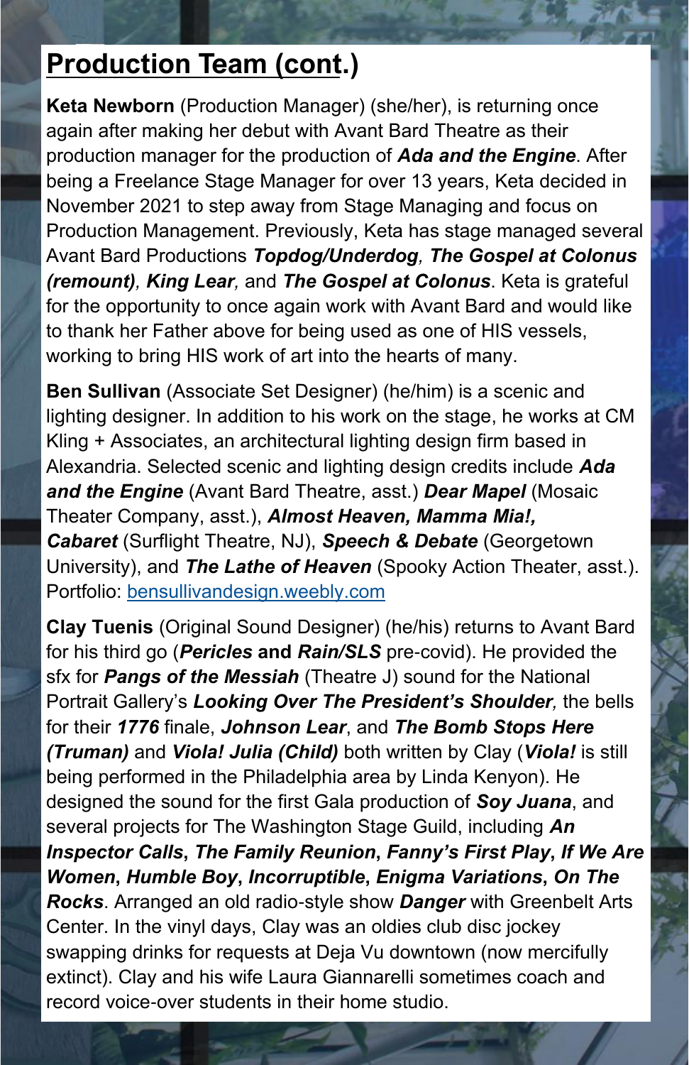## Production Team (cont.)

**Keta Newborn** (Production Manager) (she/her), is returning once again after making her debut with Avant Bard Theatre as their production manager for the production of ***Ada and the Engine***. After being a Freelance Stage Manager for over 13 years, Keta decided in November 2021 to step away from Stage Managing and focus on Production Management. Previously, Keta has stage managed several Avant Bard Productions ***Topdog/Underdog**, **The Gospel at Colonus (remount)**, **King Lear**,* and ***The Gospel at Colonus***. Keta is grateful for the opportunity to once again work with Avant Bard and would like to thank her Father above for being used as one of HIS vessels, working to bring HIS work of art into the hearts of many.

**Ben Sullivan** (Associate Set Designer) (he/him) is a scenic and lighting designer. In addition to his work on the stage, he works at CM Kling + Associates, an architectural lighting design firm based in Alexandria. Selected scenic and lighting design credits include ***Ada and the Engine*** (Avant Bard Theatre, asst.) ***Dear Mapel*** (Mosaic Theater Company, asst.), ***Almost Heaven, Mamma Mia!, Cabaret*** (Surflight Theatre, NJ), ***Speech & Debate*** (Georgetown University), and ***The Lathe of Heaven*** (Spooky Action Theater, asst.). Portfolio: [bensullivandesign.weebly.com](bensullivandesign.weebly.com)

**Clay Tuenis** (Original Sound Designer) (he/his) returns to Avant Bard for his third go (***Pericles*** **and** ***Rain/SLS*** pre-covid). He provided the sfx for ***Pangs of the Messiah*** (Theatre J) sound for the National Portrait Gallery's ***Looking Over The President's Shoulder**,* the bells for their ***1776*** finale, ***Johnson Lear***, and ***The Bomb Stops Here (Truman)*** and ***Viola! Julia (Child)*** both written by Clay (***Viola!*** is still being performed in the Philadelphia area by Linda Kenyon). He designed the sound for the first Gala production of ***Soy Juana***, and several projects for The Washington Stage Guild, including ***An Inspector Calls**, **The Family Reunion**, **Fanny's First Play**, **If We Are Women**, **Humble Boy**, **Incorruptible**, **Enigma Variations**, **On The Rocks***. Arranged an old radio-style show ***Danger*** with Greenbelt Arts Center. In the vinyl days, Clay was an oldies club disc jockey swapping drinks for requests at Deja Vu downtown (now mercifully extinct). Clay and his wife Laura Giannarelli sometimes coach and record voice-over students in their home studio.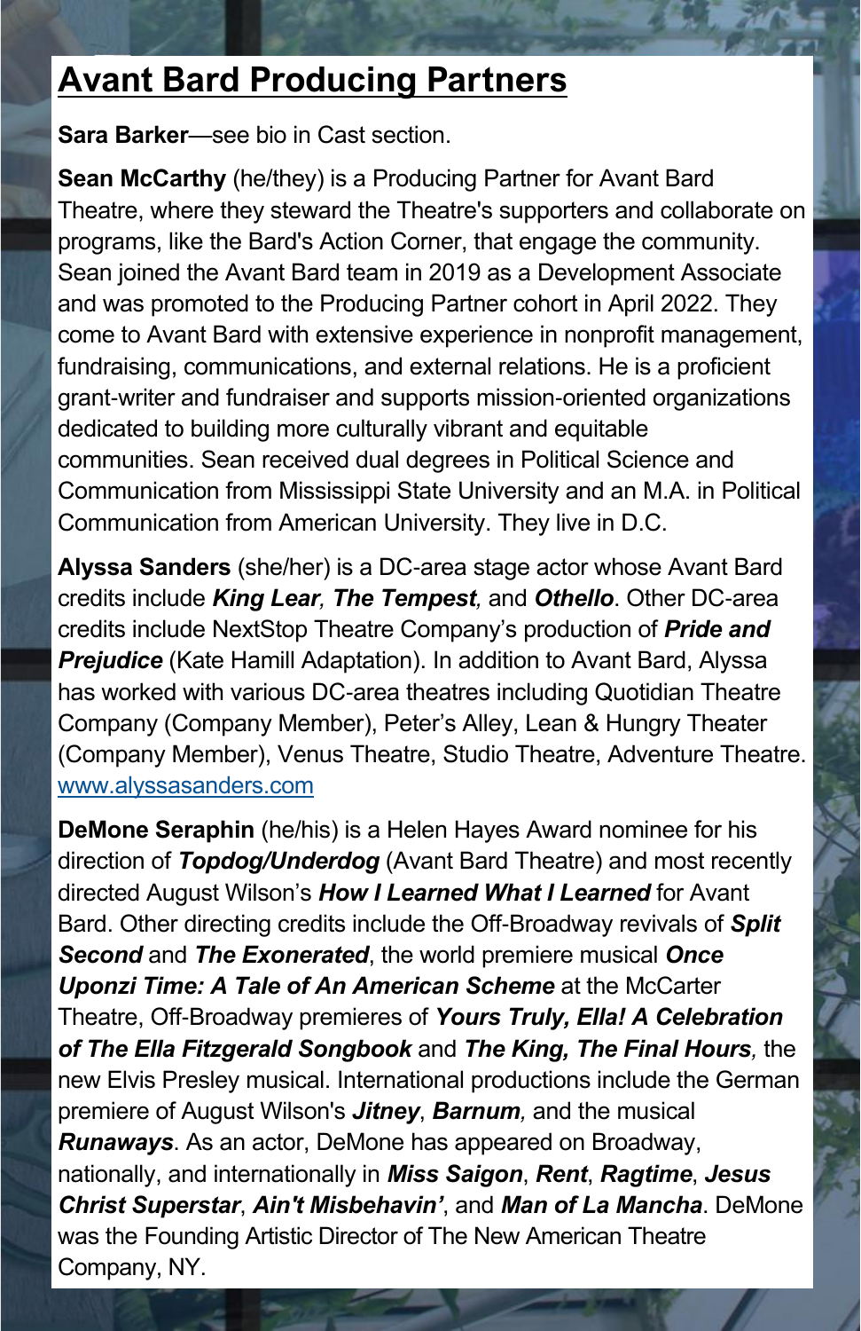# Avant Bard Producing Partners

**Sara Barker**—see bio in Cast section.

**Sean McCarthy** (he/they) is a Producing Partner for Avant Bard Theatre, where they steward the Theatre's supporters and collaborate on programs, like the Bard's Action Corner, that engage the community. Sean joined the Avant Bard team in 2019 as a Development Associate and was promoted to the Producing Partner cohort in April 2022. They come to Avant Bard with extensive experience in nonprofit management, fundraising, communications, and external relations. He is a proficient grant-writer and fundraiser and supports mission-oriented organizations dedicated to building more culturally vibrant and equitable communities. Sean received dual degrees in Political Science and Communication from Mississippi State University and an M.A. in Political Communication from American University. They live in D.C.

**Alyssa Sanders** (she/her) is a DC-area stage actor whose Avant Bard credits include ***King Lear**, **The Tempest**,* and ***Othello***. Other DC-area credits include NextStop Theatre Company's production of ***Pride and Prejudice*** (Kate Hamill Adaptation). In addition to Avant Bard, Alyssa has worked with various DC-area theatres including Quotidian Theatre Company (Company Member), Peter's Alley, Lean & Hungry Theater (Company Member), Venus Theatre, Studio Theatre, Adventure Theatre. www.alyssasanders.com

**DeMone Seraphin** (he/his) is a Helen Hayes Award nominee for his direction of ***Topdog/Underdog*** (Avant Bard Theatre) and most recently directed August Wilson's ***How I Learned What I Learned*** for Avant Bard. Other directing credits include the Off-Broadway revivals of ***Split Second*** and ***The Exonerated***, the world premiere musical ***Once Uponzi Time: A Tale of An American Scheme*** at the McCarter Theatre, Off-Broadway premieres of ***Yours Truly, Ella! A Celebration of The Ella Fitzgerald Songbook*** and ***The King, The Final Hours**,* the new Elvis Presley musical. International productions include the German premiere of August Wilson's ***Jitney***, ***Barnum**,* and the musical ***Runaways***. As an actor, DeMone has appeared on Broadway, nationally, and internationally in ***Miss Saigon***, ***Rent***, ***Ragtime***, ***Jesus Christ Superstar***, ***Ain't Misbehavin'***, and ***Man of La Mancha***. DeMone was the Founding Artistic Director of The New American Theatre Company, NY.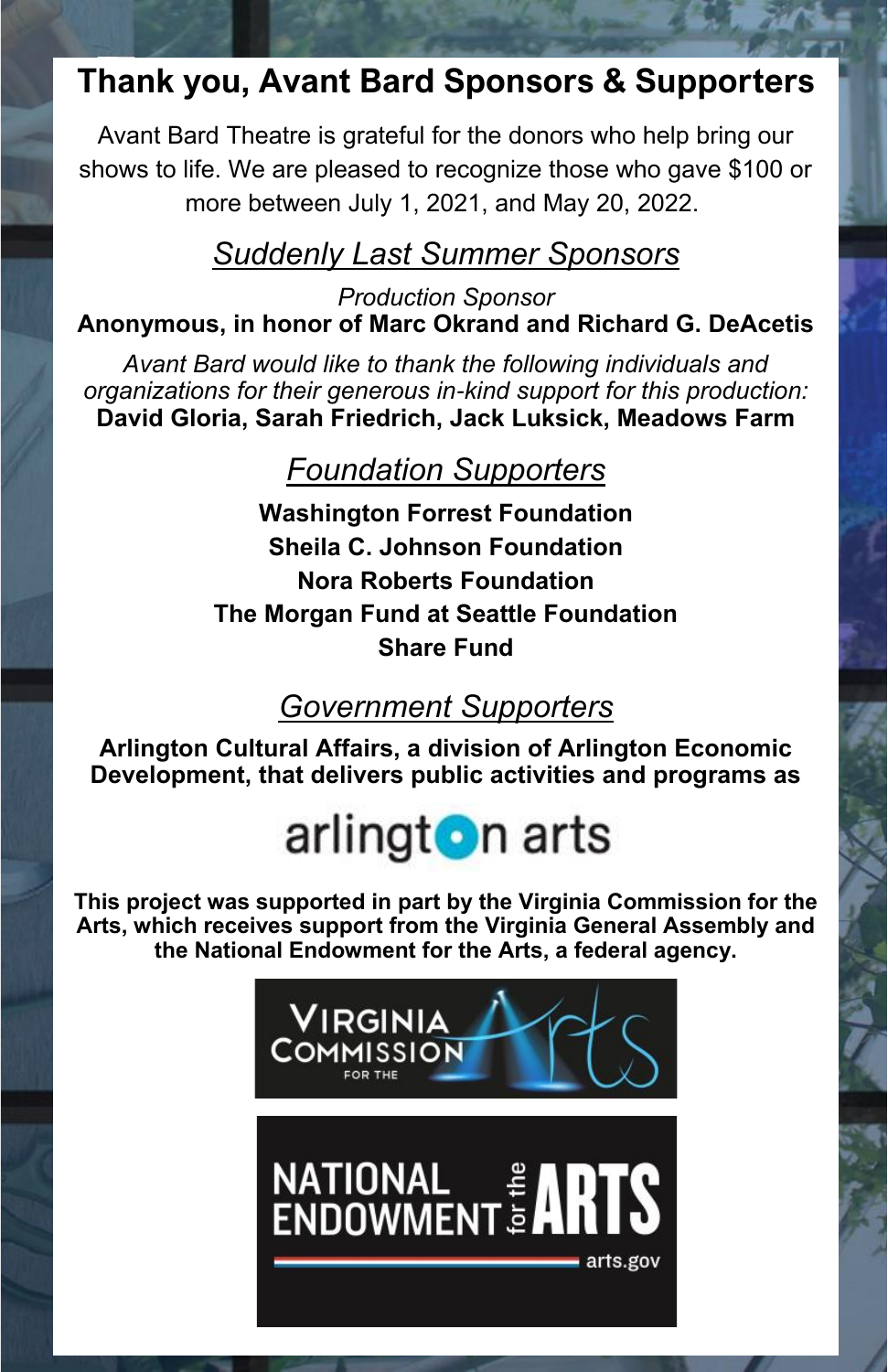# Thank you, Avant Bard Sponsors & Supporters

Avant Bard Theatre is grateful for the donors who help bring our shows to life. We are pleased to recognize those who gave $100 or more between July 1, 2021, and May 20, 2022.

## *Suddenly Last Summer Sponsors*

*Production Sponsor*

**Anonymous, in honor of Marc Okrand and Richard G. DeAcetis**

*Avant Bard would like to thank the following individuals and organizations for their generous in-kind support for this production:*

**David Gloria, Sarah Friedrich, Jack Luksick, Meadows Farm**

## *Foundation Supporters*

**Washington Forrest Foundation**

**Sheila C. Johnson Foundation**

**Nora Roberts Foundation**

**The Morgan Fund at Seattle Foundation**

**Share Fund**

## *Government Supporters*

**Arlington Cultural Affairs, a division of Arlington Economic Development, that delivers public activities and programs as**

arlington arts

**This project was supported in part by the Virginia Commission for the Arts, which receives support from the Virginia General Assembly and the National Endowment for the Arts, a federal agency.**

Virginia Commission for the Arts

National Endowment for the Arts

arts.gov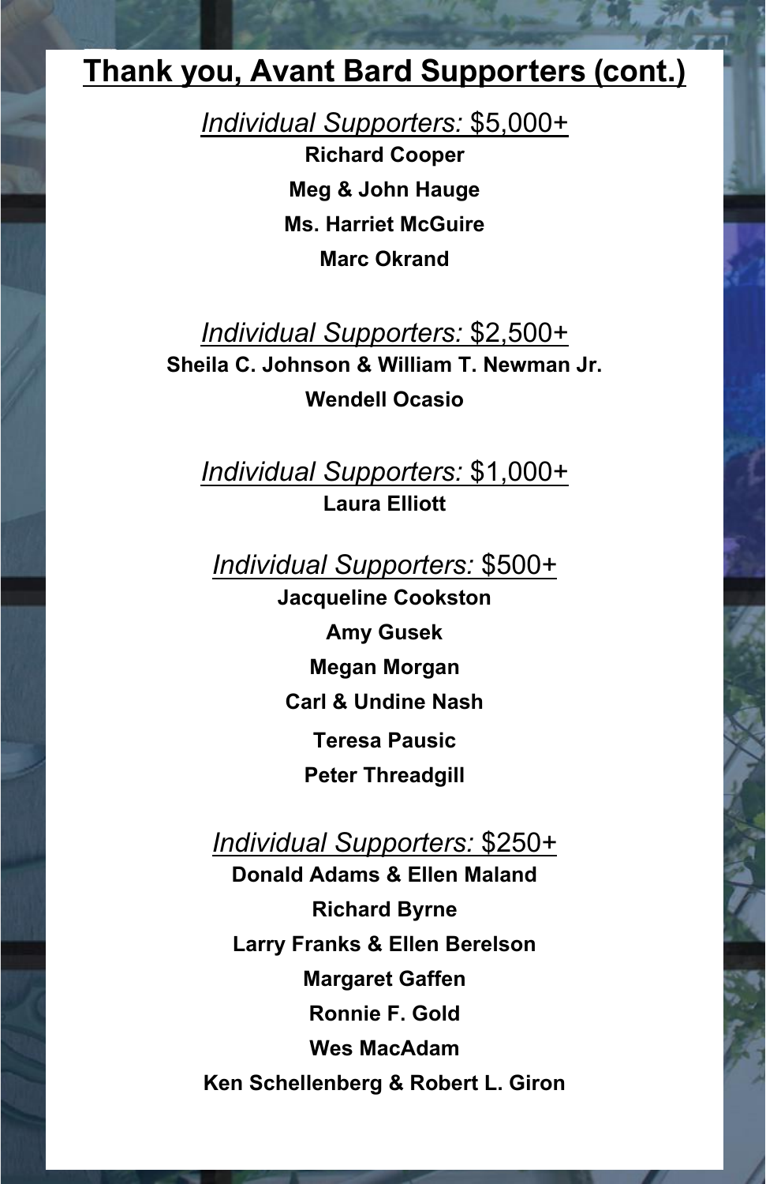# Thank you, Avant Bard Supporters (cont.)

## *Individual Supporters:* $5,000+

**Richard Cooper**

**Meg & John Hauge**

**Ms. Harriet McGuire**

**Marc Okrand**

## *Individual Supporters:* $2,500+

**Sheila C. Johnson & William T. Newman Jr.**

**Wendell Ocasio**

## *Individual Supporters:* $1,000+

**Laura Elliott**

## *Individual Supporters:* $500+

**Jacqueline Cookston**

**Amy Gusek**

**Megan Morgan**

**Carl & Undine Nash**

**Teresa Pausic**

**Peter Threadgill**

## *Individual Supporters:* $250+

**Donald Adams & Ellen Maland**

**Richard Byrne**

**Larry Franks & Ellen Berelson**

**Margaret Gaffen**

**Ronnie F. Gold**

**Wes MacAdam**

**Ken Schellenberg & Robert L. Giron**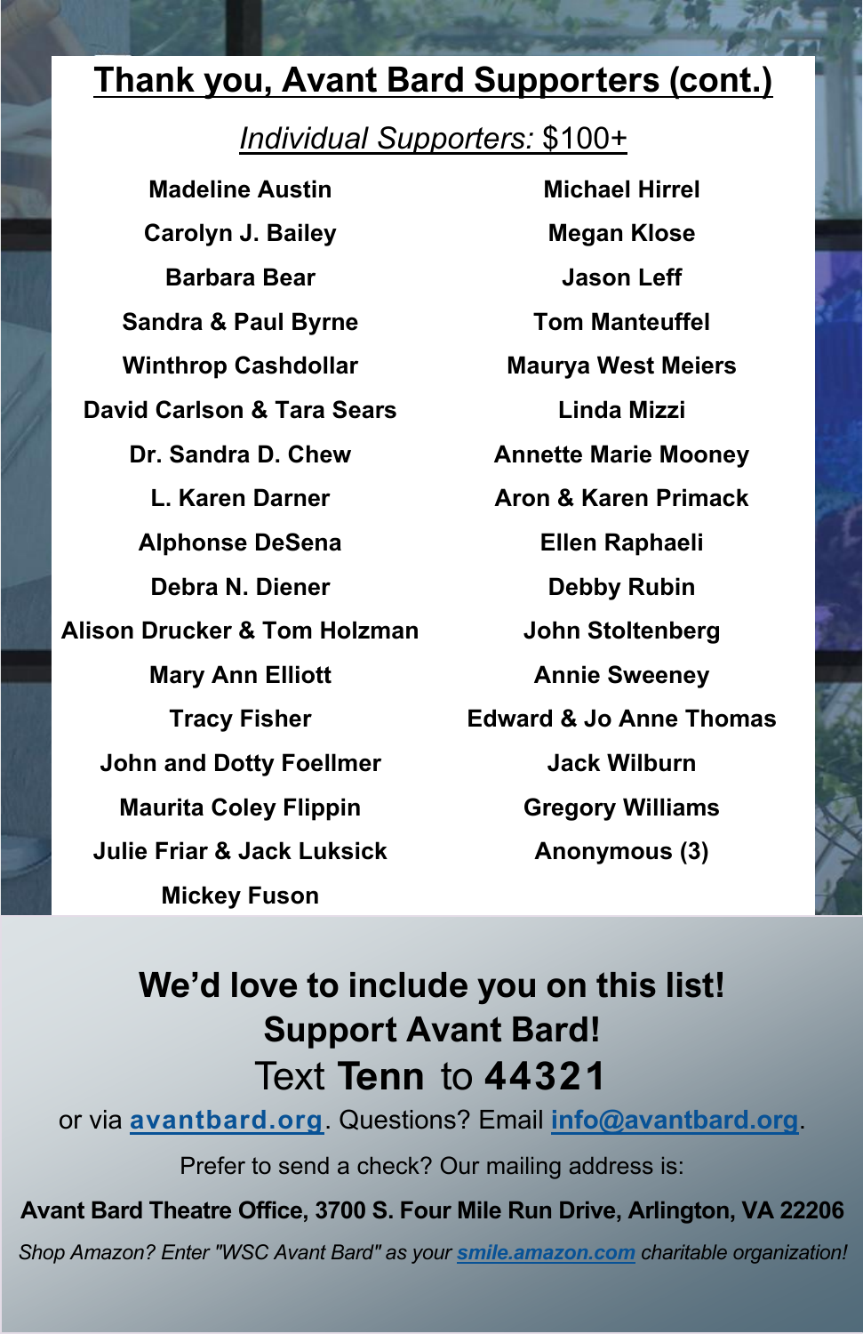# Thank you, Avant Bard Supporters (cont.)

*Individual Supporters:* $100+

**Madeline Austin**
**Carolyn J. Bailey**
**Barbara Bear**
**Sandra & Paul Byrne**
**Winthrop Cashdollar**
**David Carlson & Tara Sears**
**Dr. Sandra D. Chew**
**L. Karen Darner**
**Alphonse DeSena**
**Debra N. Diener**
**Alison Drucker & Tom Holzman**
**Mary Ann Elliott**
**Tracy Fisher**
**John and Dotty Foellmer**
**Maurita Coley Flippin**
**Julie Friar & Jack Luksick**
**Mickey Fuson**
**Michael Hirrel**
**Megan Klose**
**Jason Leff**
**Tom Manteuffel**
**Maurya West Meiers**
**Linda Mizzi**
**Annette Marie Mooney**
**Aron & Karen Primack**
**Ellen Raphaeli**
**Debby Rubin**
**John Stoltenberg**
**Annie Sweeney**
**Edward & Jo Anne Thomas**
**Jack Wilburn**
**Gregory Williams**
**Anonymous (3)**

## We'd love to include you on this list!
## Support Avant Bard!

Text **Tenn** to **44321**

or via [avantbard.org](avantbard.org). Questions? Email [info@avantbard.org](mailto:info@avantbard.org).

Prefer to send a check? Our mailing address is:

**Avant Bard Theatre Office, 3700 S. Four Mile Run Drive, Arlington, VA 22206**

*Shop Amazon? Enter "WSC Avant Bard" as your [smile.amazon.com](smile.amazon.com) charitable organization!*